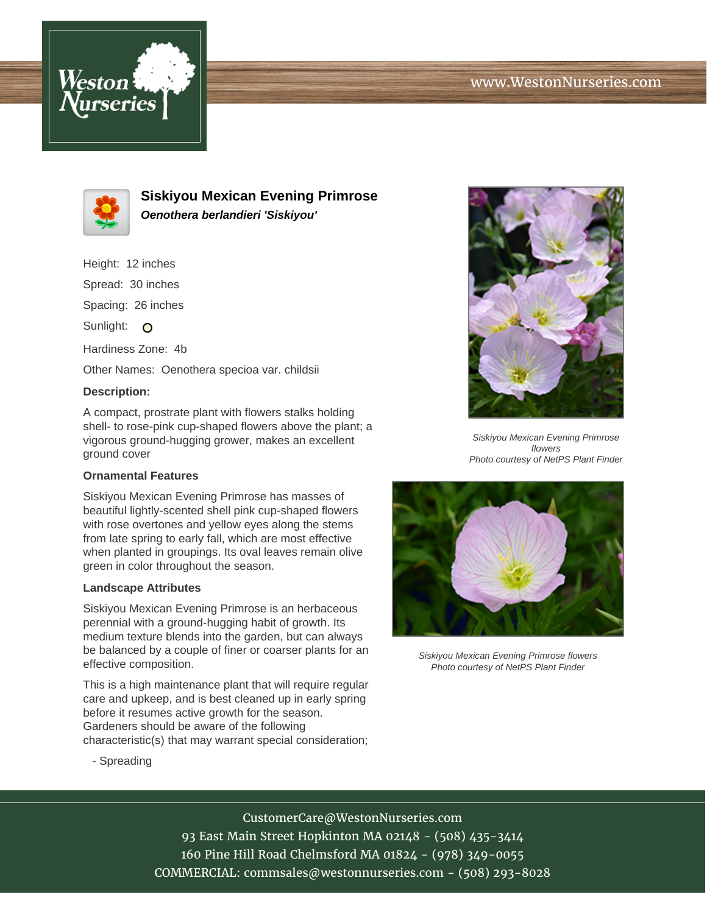# Siskiyou Mexican Evening Primrose

***Oenothera berlandieri 'Siskiyou'***

Height: 12 inches

Spread: 30 inches

Spacing: 26 inches

Sunlight:

Hardiness Zone: 4b

Other Names: Oenothera specioa var. childsii

**Description:**

A compact, prostrate plant with flowers stalks holding shell- to rose-pink cup-shaped flowers above the plant; a vigorous ground-hugging grower, makes an excellent ground cover

### Ornamental Features

Siskiyou Mexican Evening Primrose has masses of beautiful lightly-scented shell pink cup-shaped flowers with rose overtones and yellow eyes along the stems from late spring to early fall, which are most effective when planted in groupings. Its oval leaves remain olive green in color throughout the season.

### Landscape Attributes

Siskiyou Mexican Evening Primrose is an herbaceous perennial with a ground-hugging habit of growth. Its medium texture blends into the garden, but can always be balanced by a couple of finer or coarser plants for an effective composition.

This is a high maintenance plant that will require regular care and upkeep, and is best cleaned up in early spring before it resumes active growth for the season. Gardeners should be aware of the following characteristic(s) that may warrant special consideration;

- Spreading

*Siskiyou Mexican Evening Primrose flowers*
*Photo courtesy of NetPS Plant Finder*

*Siskiyou Mexican Evening Primrose flowers*
*Photo courtesy of NetPS Plant Finder*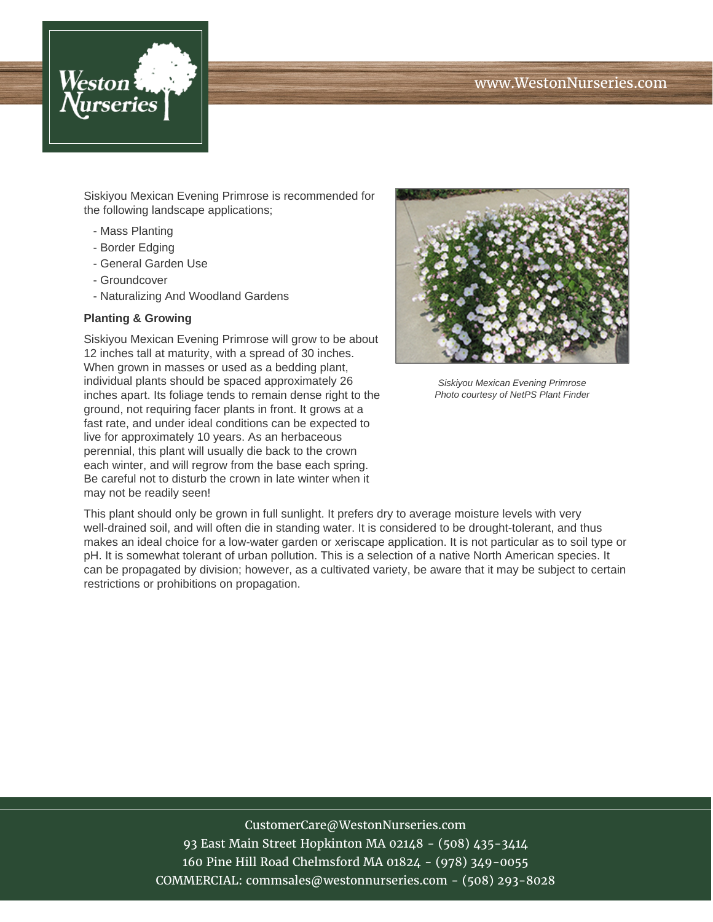Siskiyou Mexican Evening Primrose is recommended for the following landscape applications;

- Mass Planting
- Border Edging
- General Garden Use
- Groundcover
- Naturalizing And Woodland Gardens

**Planting & Growing**

Siskiyou Mexican Evening Primrose will grow to be about 12 inches tall at maturity, with a spread of 30 inches. When grown in masses or used as a bedding plant, individual plants should be spaced approximately 26 inches apart. Its foliage tends to remain dense right to the ground, not requiring facer plants in front. It grows at a fast rate, and under ideal conditions can be expected to live for approximately 10 years. As an herbaceous perennial, this plant will usually die back to the crown each winter, and will regrow from the base each spring. Be careful not to disturb the crown in late winter when it may not be readily seen!

*Siskiyou Mexican Evening Primrose*
*Photo courtesy of NetPS Plant Finder*

This plant should only be grown in full sunlight. It prefers dry to average moisture levels with very well-drained soil, and will often die in standing water. It is considered to be drought-tolerant, and thus makes an ideal choice for a low-water garden or xeriscape application. It is not particular as to soil type or pH. It is somewhat tolerant of urban pollution. This is a selection of a native North American species. It can be propagated by division; however, as a cultivated variety, be aware that it may be subject to certain restrictions or prohibitions on propagation.